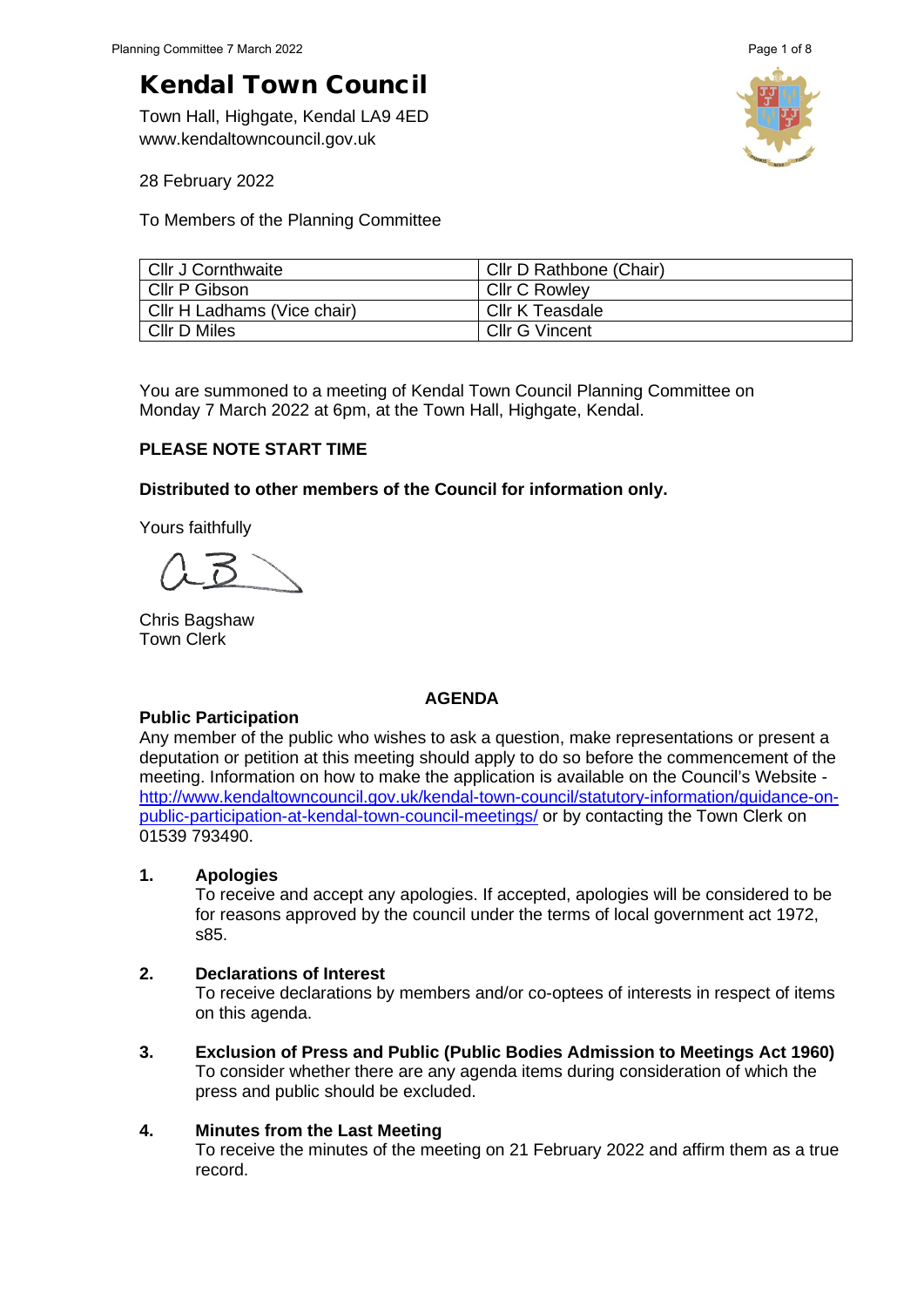# Kendal Town Council

Town Hall, Highgate, Kendal LA9 4ED
www.kendaltowncouncil.gov.uk

28 February 2022

To Members of the Planning Committee

| | |
|---|---|
| Cllr J Cornthwaite | Cllr D Rathbone (Chair) |
| Cllr P Gibson | Cllr C Rowley |
| Cllr H Ladhams (Vice chair) | Cllr K Teasdale |
| Cllr D Miles | Cllr G Vincent |

You are summoned to a meeting of Kendal Town Council Planning Committee on Monday 7 March 2022 at 6pm, at the Town Hall, Highgate, Kendal.

**PLEASE NOTE START TIME**

**Distributed to other members of the Council for information only.**

Yours faithfully

Chris Bagshaw
Town Clerk

## AGENDA

**Public Participation**

Any member of the public who wishes to ask a question, make representations or present a deputation or petition at this meeting should apply to do so before the commencement of the meeting. Information on how to make the application is available on the Council's Website - http://www.kendaltowncouncil.gov.uk/kendal-town-council/statutory-information/guidance-on-public-participation-at-kendal-town-council-meetings/ or by contacting the Town Clerk on 01539 793490.

**1. Apologies**

To receive and accept any apologies. If accepted, apologies will be considered to be for reasons approved by the council under the terms of local government act 1972, s85.

**2. Declarations of Interest**

To receive declarations by members and/or co-optees of interests in respect of items on this agenda.

**3. Exclusion of Press and Public (Public Bodies Admission to Meetings Act 1960)**

To consider whether there are any agenda items during consideration of which the press and public should be excluded.

**4. Minutes from the Last Meeting**

To receive the minutes of the meeting on 21 February 2022 and affirm them as a true record.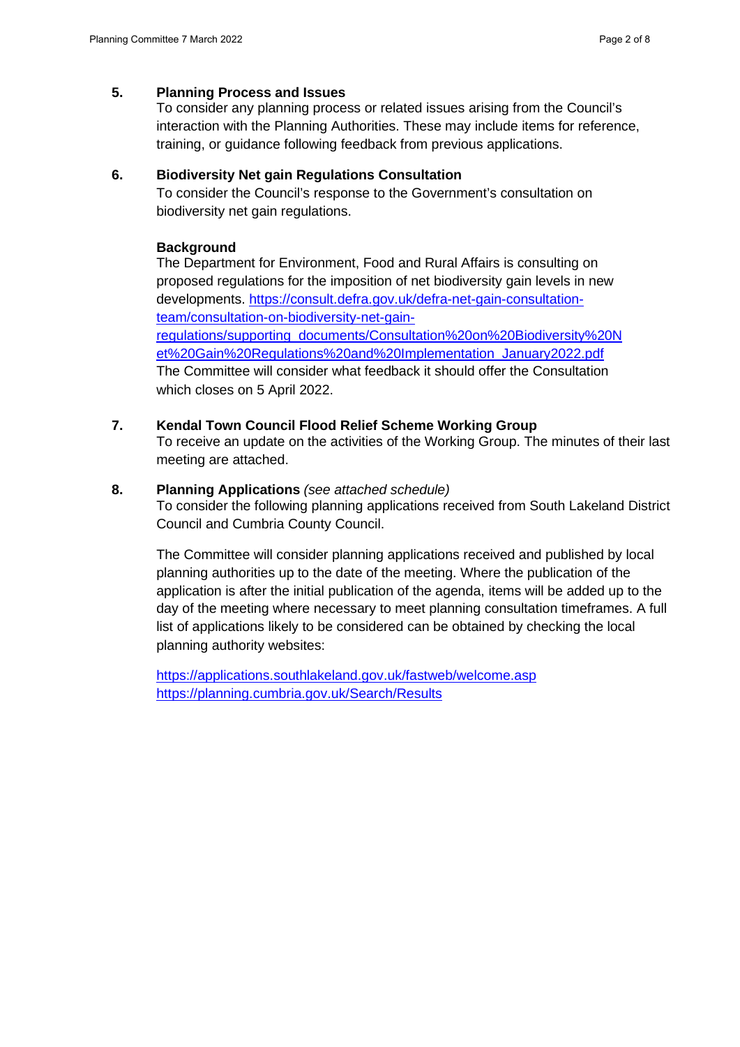## 5. Planning Process and Issues

To consider any planning process or related issues arising from the Council's interaction with the Planning Authorities. These may include items for reference, training, or guidance following feedback from previous applications.

## 6. Biodiversity Net gain Regulations Consultation

To consider the Council's response to the Government's consultation on biodiversity net gain regulations.

**Background**

The Department for Environment, Food and Rural Affairs is consulting on proposed regulations for the imposition of net biodiversity gain levels in new developments. https://consult.defra.gov.uk/defra-net-gain-consultation-team/consultation-on-biodiversity-net-gain-regulations/supporting_documents/Consultation%20on%20Biodiversity%20Net%20Gain%20Regulations%20and%20Implementation_January2022.pdf
The Committee will consider what feedback it should offer the Consultation which closes on 5 April 2022.

## 7. Kendal Town Council Flood Relief Scheme Working Group

To receive an update on the activities of the Working Group. The minutes of their last meeting are attached.

## 8. Planning Applications *(see attached schedule)*

To consider the following planning applications received from South Lakeland District Council and Cumbria County Council.

The Committee will consider planning applications received and published by local planning authorities up to the date of the meeting. Where the publication of the application is after the initial publication of the agenda, items will be added up to the day of the meeting where necessary to meet planning consultation timeframes. A full list of applications likely to be considered can be obtained by checking the local planning authority websites:

https://applications.southlakeland.gov.uk/fastweb/welcome.asp
https://planning.cumbria.gov.uk/Search/Results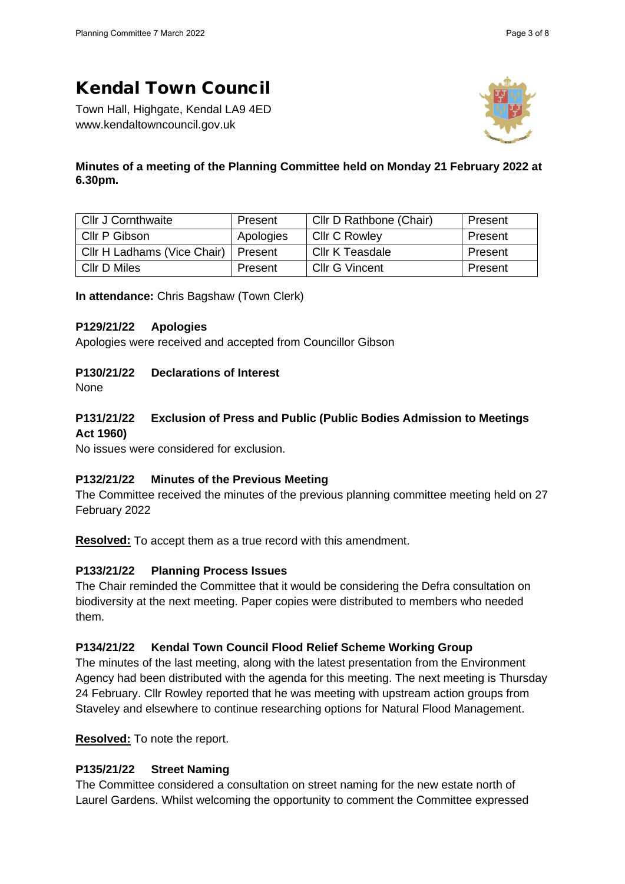# Kendal Town Council

Town Hall, Highgate, Kendal LA9 4ED
www.kendaltowncouncil.gov.uk

**Minutes of a meeting of the Planning Committee held on Monday 21 February 2022 at 6.30pm.**

| | | | |
|---|---|---|---|
| Cllr J Cornthwaite | Present | Cllr D Rathbone (Chair) | Present |
| Cllr P Gibson | Apologies | Cllr C Rowley | Present |
| Cllr H Ladhams (Vice Chair) | Present | Cllr K Teasdale | Present |
| Cllr D Miles | Present | Cllr G Vincent | Present |

**In attendance:** Chris Bagshaw (Town Clerk)

### P129/21/22 Apologies

Apologies were received and accepted from Councillor Gibson

### P130/21/22 Declarations of Interest

None

### P131/21/22 Exclusion of Press and Public (Public Bodies Admission to Meetings Act 1960)

No issues were considered for exclusion.

### P132/21/22 Minutes of the Previous Meeting

The Committee received the minutes of the previous planning committee meeting held on 27 February 2022

**Resolved:** To accept them as a true record with this amendment.

### P133/21/22 Planning Process Issues

The Chair reminded the Committee that it would be considering the Defra consultation on biodiversity at the next meeting. Paper copies were distributed to members who needed them.

### P134/21/22 Kendal Town Council Flood Relief Scheme Working Group

The minutes of the last meeting, along with the latest presentation from the Environment Agency had been distributed with the agenda for this meeting. The next meeting is Thursday 24 February. Cllr Rowley reported that he was meeting with upstream action groups from Staveley and elsewhere to continue researching options for Natural Flood Management.

**Resolved:** To note the report.

### P135/21/22 Street Naming

The Committee considered a consultation on street naming for the new estate north of Laurel Gardens. Whilst welcoming the opportunity to comment the Committee expressed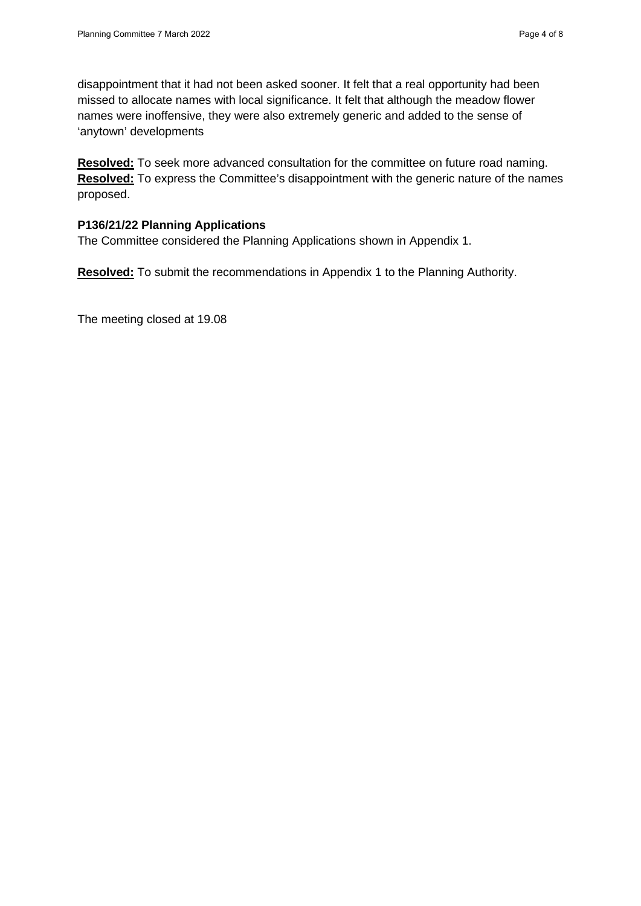disappointment that it had not been asked sooner. It felt that a real opportunity had been missed to allocate names with local significance. It felt that although the meadow flower names were inoffensive, they were also extremely generic and added to the sense of 'anytown' developments

**Resolved:** To seek more advanced consultation for the committee on future road naming.
**Resolved:** To express the Committee's disappointment with the generic nature of the names proposed.

### P136/21/22 Planning Applications

The Committee considered the Planning Applications shown in Appendix 1.

**Resolved:** To submit the recommendations in Appendix 1 to the Planning Authority.

The meeting closed at 19.08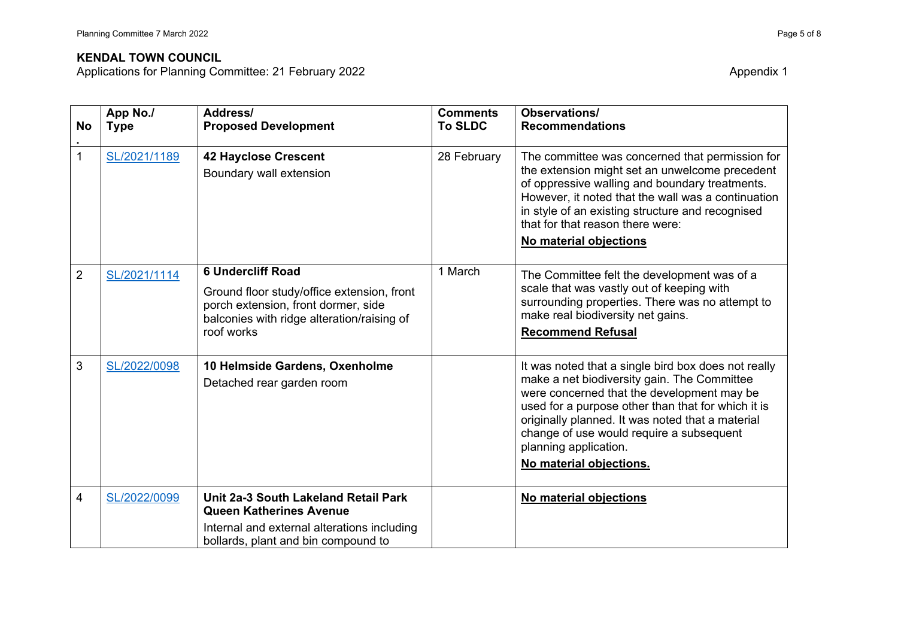**KENDAL TOWN COUNCIL**

Applications for Planning Committee: 21 February 2022

Appendix 1

| No. | App No./ Type | Address/ Proposed Development | Comments To SLDC | Observations/ Recommendations |
|---|---|---|---|---|
| 1 | SL/2021/1189 | **42 Hayclose Crescent**<br>Boundary wall extension | 28 February | The committee was concerned that permission for the extension might set an unwelcome precedent of oppressive walling and boundary treatments. However, it noted that the wall was a continuation in style of an existing structure and recognised that for that reason there were:<br>**No material objections** |
| 2 | SL/2021/1114 | **6 Undercliff Road**<br>Ground floor study/office extension, front porch extension, front dormer, side balconies with ridge alteration/raising of roof works | 1 March | The Committee felt the development was of a scale that was vastly out of keeping with surrounding properties. There was no attempt to make real biodiversity net gains.<br>**Recommend Refusal** |
| 3 | SL/2022/0098 | **10 Helmside Gardens, Oxenholme**<br>Detached rear garden room | | It was noted that a single bird box does not really make a net biodiversity gain. The Committee were concerned that the development may be used for a purpose other than that for which it is originally planned. It was noted that a material change of use would require a subsequent planning application.<br>**No material objections.** |
| 4 | SL/2022/0099 | **Unit 2a-3 South Lakeland Retail Park Queen Katherines Avenue**<br>Internal and external alterations including bollards, plant and bin compound to | | **No material objections** |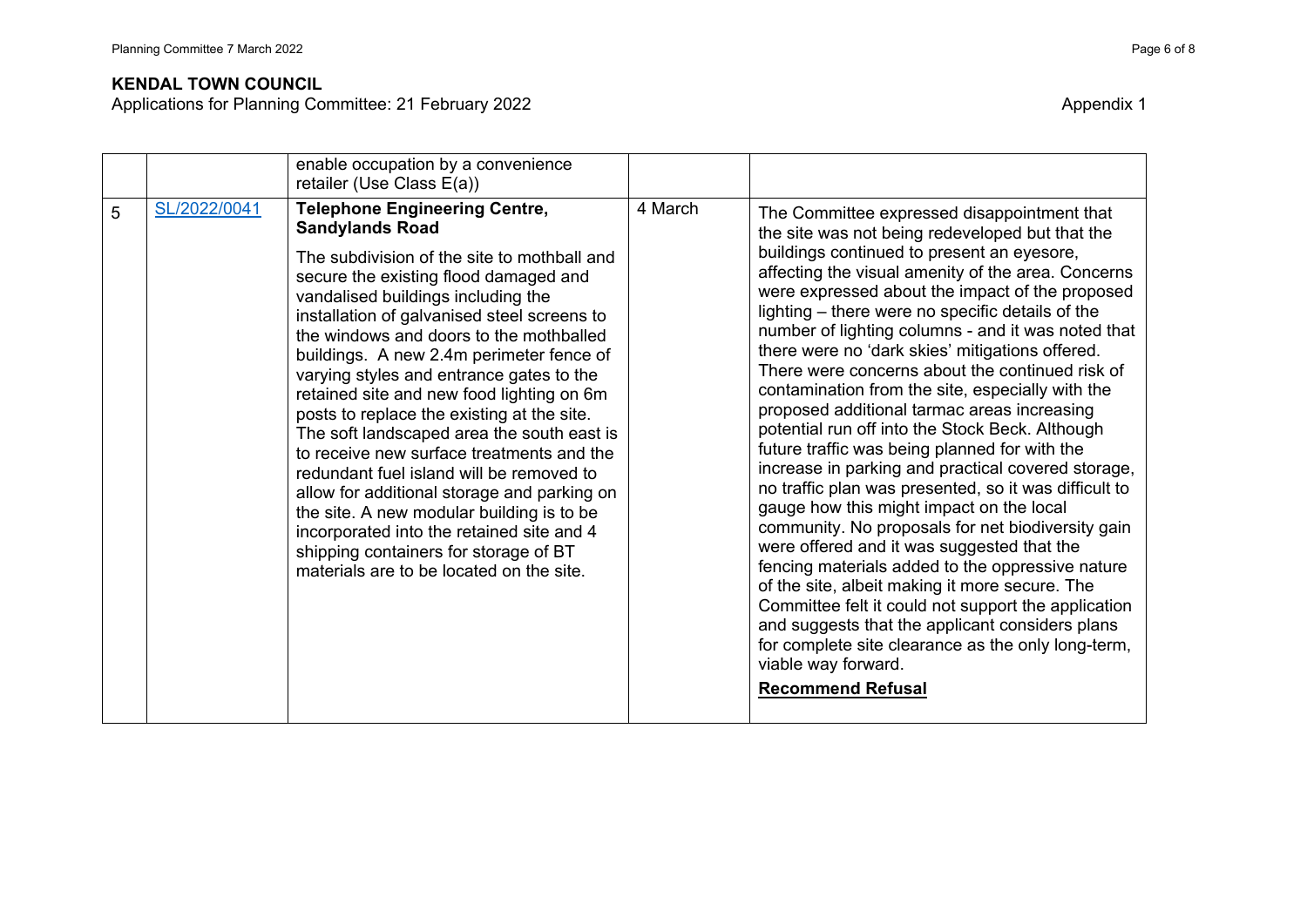**KENDAL TOWN COUNCIL**

Applications for Planning Committee: 21 February 2022

Appendix 1

| | | | | |
|---|---|---|---|---|
| | | enable occupation by a convenience retailer (Use Class E(a)) | | |
| 5 | SL/2022/0041 | **Telephone Engineering Centre, Sandylands Road**<br><br>The subdivision of the site to mothball and secure the existing flood damaged and vandalised buildings including the installation of galvanised steel screens to the windows and doors to the mothballed buildings. A new 2.4m perimeter fence of varying styles and entrance gates to the retained site and new food lighting on 6m posts to replace the existing at the site. The soft landscaped area the south east is to receive new surface treatments and the redundant fuel island will be removed to allow for additional storage and parking on the site. A new modular building is to be incorporated into the retained site and 4 shipping containers for storage of BT materials are to be located on the site. | 4 March | The Committee expressed disappointment that the site was not being redeveloped but that the buildings continued to present an eyesore, affecting the visual amenity of the area. Concerns were expressed about the impact of the proposed lighting – there were no specific details of the number of lighting columns - and it was noted that there were no 'dark skies' mitigations offered. There were concerns about the continued risk of contamination from the site, especially with the proposed additional tarmac areas increasing potential run off into the Stock Beck. Although future traffic was being planned for with the increase in parking and practical covered storage, no traffic plan was presented, so it was difficult to gauge how this might impact on the local community. No proposals for net biodiversity gain were offered and it was suggested that the fencing materials added to the oppressive nature of the site, albeit making it more secure. The Committee felt it could not support the application and suggests that the applicant considers plans for complete site clearance as the only long-term, viable way forward.<br><br>**Recommend Refusal** |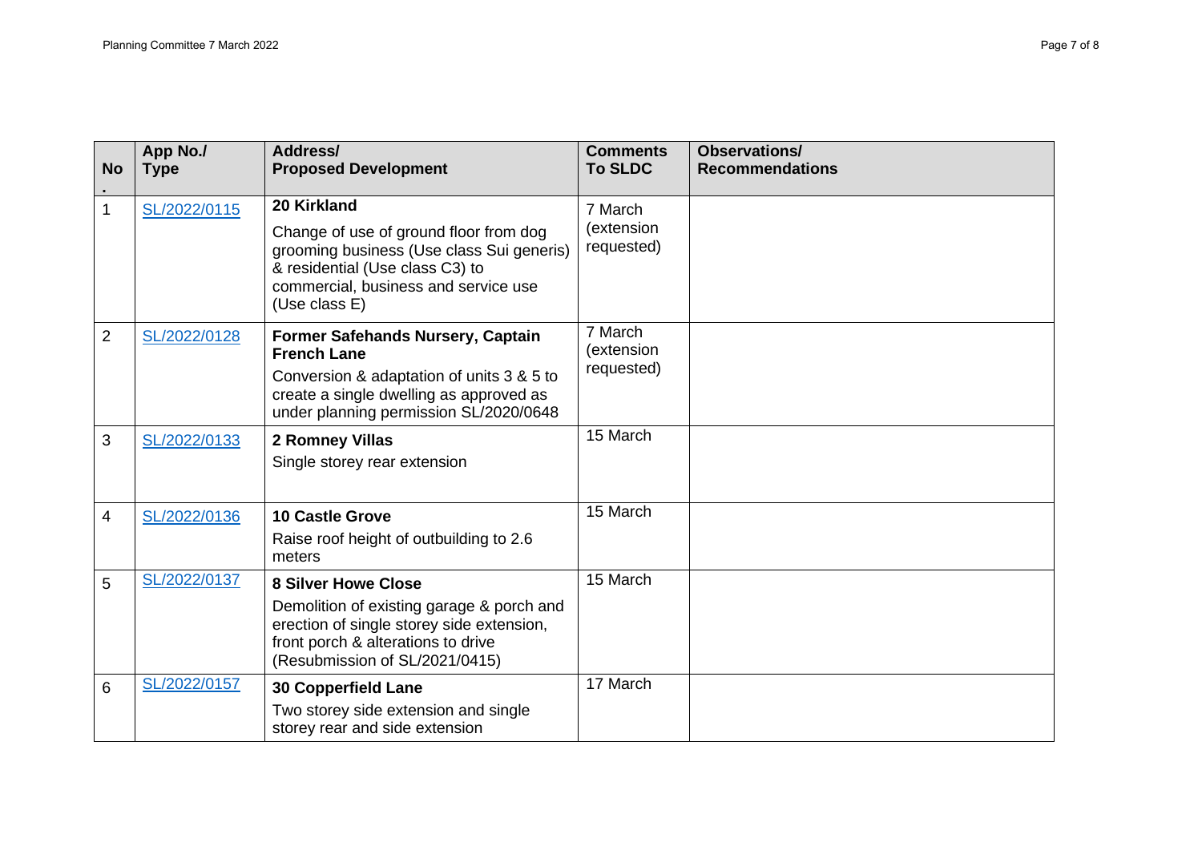| No. | App No./ Type | Address/ Proposed Development | Comments To SLDC | Observations/ Recommendations |
|---|---|---|---|---|
| 1 | SL/2022/0115 | **20 Kirkland** Change of use of ground floor from dog grooming business (Use class Sui generis) & residential (Use class C3) to commercial, business and service use (Use class E) | 7 March (extension requested) | |
| 2 | SL/2022/0128 | **Former Safehands Nursery, Captain French Lane** Conversion & adaptation of units 3 & 5 to create a single dwelling as approved as under planning permission SL/2020/0648 | 7 March (extension requested) | |
| 3 | SL/2022/0133 | **2 Romney Villas** Single storey rear extension | 15 March | |
| 4 | SL/2022/0136 | **10 Castle Grove** Raise roof height of outbuilding to 2.6 meters | 15 March | |
| 5 | SL/2022/0137 | **8 Silver Howe Close** Demolition of existing garage & porch and erection of single storey side extension, front porch & alterations to drive (Resubmission of SL/2021/0415) | 15 March | |
| 6 | SL/2022/0157 | **30 Copperfield Lane** Two storey side extension and single storey rear and side extension | 17 March | |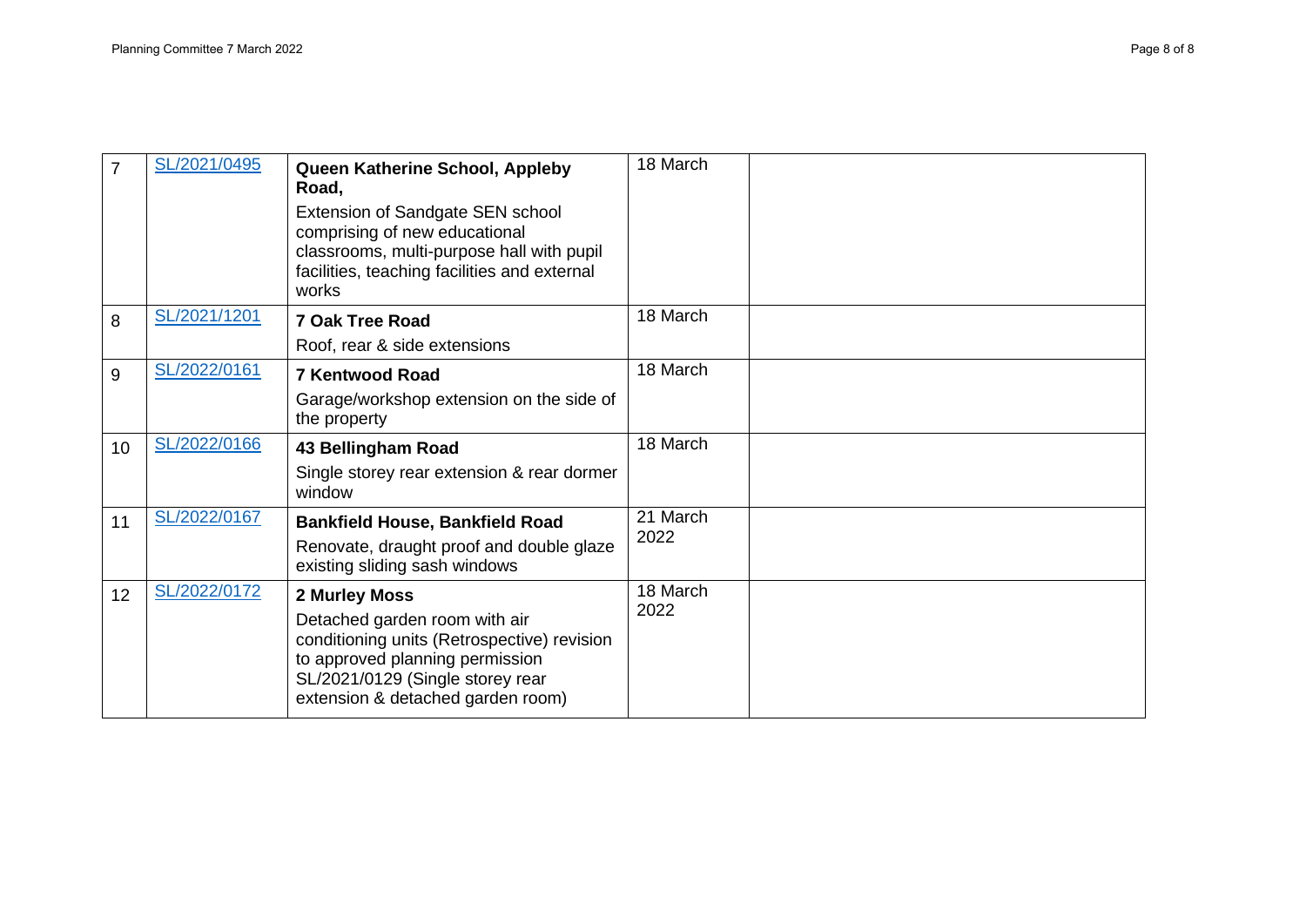| | | | | |
|---|---|---|---|---|
| 7 | SL/2021/0495 | **Queen Katherine School, Appleby Road,** Extension of Sandgate SEN school comprising of new educational classrooms, multi-purpose hall with pupil facilities, teaching facilities and external works | 18 March | |
| 8 | SL/2021/1201 | **7 Oak Tree Road** Roof, rear & side extensions | 18 March | |
| 9 | SL/2022/0161 | **7 Kentwood Road** Garage/workshop extension on the side of the property | 18 March | |
| 10 | SL/2022/0166 | **43 Bellingham Road** Single storey rear extension & rear dormer window | 18 March | |
| 11 | SL/2022/0167 | **Bankfield House, Bankfield Road** Renovate, draught proof and double glaze existing sliding sash windows | 21 March 2022 | |
| 12 | SL/2022/0172 | **2 Murley Moss** Detached garden room with air conditioning units (Retrospective) revision to approved planning permission SL/2021/0129 (Single storey rear extension & detached garden room) | 18 March 2022 | |